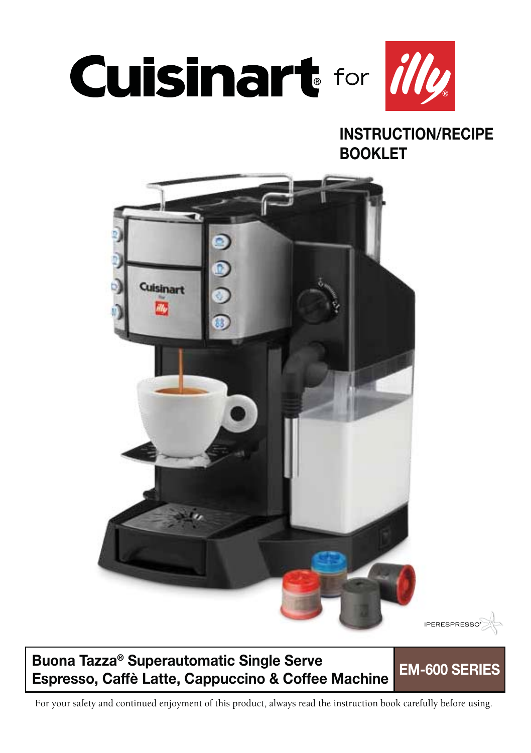# Cuisinart® for illy®

## INSTRUCTION/RECIPE BOOKLET

IPERESPRESSO®

**Buona Tazza® Superautomatic Single Serve Espresso, Caffè Latte, Cappuccino & Coffee Machine**

**EM-600 SERIES**

For your safety and continued enjoyment of this product, always read the instruction book carefully before using.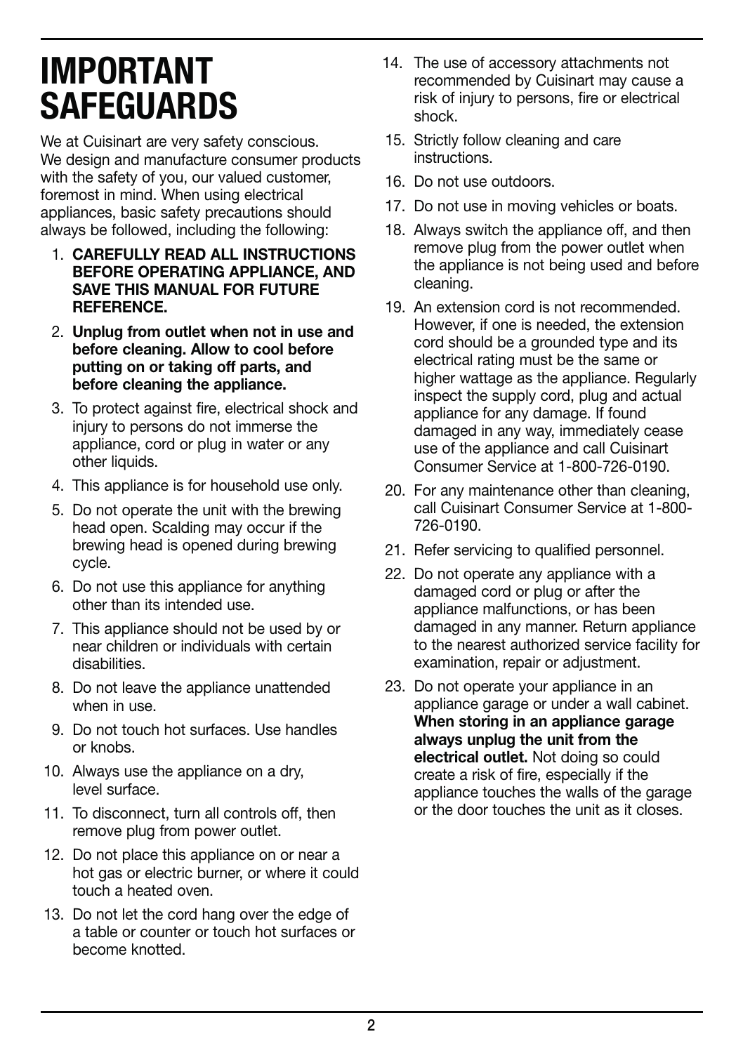# IMPORTANT SAFEGUARDS

We at Cuisinart are very safety conscious. We design and manufacture consumer products with the safety of you, our valued customer, foremost in mind. When using electrical appliances, basic safety precautions should always be followed, including the following:

1. **CAREFULLY READ ALL INSTRUCTIONS BEFORE OPERATING APPLIANCE, AND SAVE THIS MANUAL FOR FUTURE REFERENCE.**
2. **Unplug from outlet when not in use and before cleaning. Allow to cool before putting on or taking off parts, and before cleaning the appliance.**
3. To protect against fire, electrical shock and injury to persons do not immerse the appliance, cord or plug in water or any other liquids.
4. This appliance is for household use only.
5. Do not operate the unit with the brewing head open. Scalding may occur if the brewing head is opened during brewing cycle.
6. Do not use this appliance for anything other than its intended use.
7. This appliance should not be used by or near children or individuals with certain disabilities.
8. Do not leave the appliance unattended when in use.
9. Do not touch hot surfaces. Use handles or knobs.
10. Always use the appliance on a dry, level surface.
11. To disconnect, turn all controls off, then remove plug from power outlet.
12. Do not place this appliance on or near a hot gas or electric burner, or where it could touch a heated oven.
13. Do not let the cord hang over the edge of a table or counter or touch hot surfaces or become knotted.
14. The use of accessory attachments not recommended by Cuisinart may cause a risk of injury to persons, fire or electrical shock.
15. Strictly follow cleaning and care instructions.
16. Do not use outdoors.
17. Do not use in moving vehicles or boats.
18. Always switch the appliance off, and then remove plug from the power outlet when the appliance is not being used and before cleaning.
19. An extension cord is not recommended. However, if one is needed, the extension cord should be a grounded type and its electrical rating must be the same or higher wattage as the appliance. Regularly inspect the supply cord, plug and actual appliance for any damage. If found damaged in any way, immediately cease use of the appliance and call Cuisinart Consumer Service at 1-800-726-0190.
20. For any maintenance other than cleaning, call Cuisinart Consumer Service at 1-800-726-0190.
21. Refer servicing to qualified personnel.
22. Do not operate any appliance with a damaged cord or plug or after the appliance malfunctions, or has been damaged in any manner. Return appliance to the nearest authorized service facility for examination, repair or adjustment.
23. Do not operate your appliance in an appliance garage or under a wall cabinet. **When storing in an appliance garage always unplug the unit from the electrical outlet.** Not doing so could create a risk of fire, especially if the appliance touches the walls of the garage or the door touches the unit as it closes.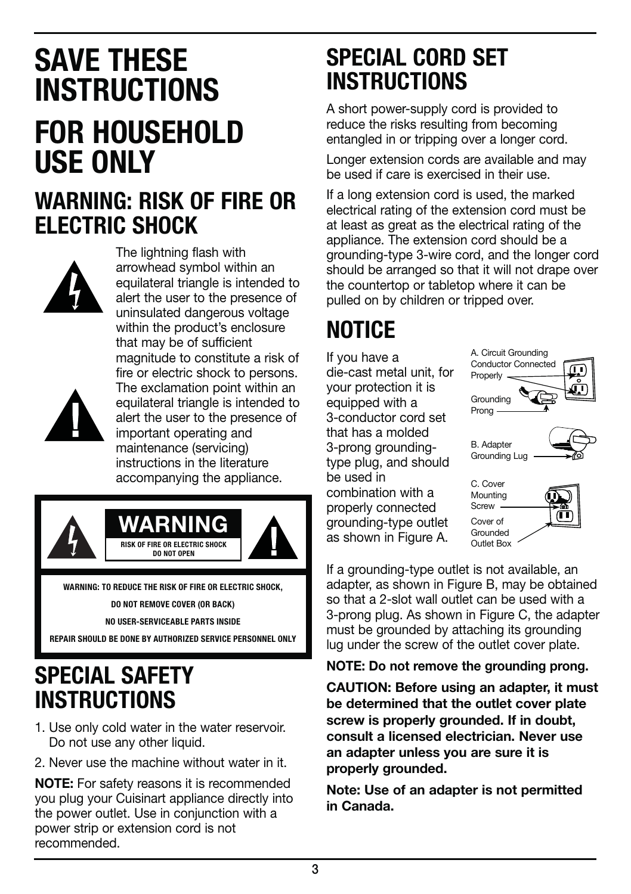# SAVE THESE INSTRUCTIONS

# FOR HOUSEHOLD USE ONLY

## WARNING: RISK OF FIRE OR ELECTRIC SHOCK

The lightning flash with arrowhead symbol within an equilateral triangle is intended to alert the user to the presence of uninsulated dangerous voltage within the product's enclosure that may be of sufficient magnitude to constitute a risk of fire or electric shock to persons.

The exclamation point within an equilateral triangle is intended to alert the user to the presence of important operating and maintenance (servicing) instructions in the literature accompanying the appliance.

**WARNING**

**RISK OF FIRE OR ELECTRIC SHOCK DO NOT OPEN**

**WARNING: TO REDUCE THE RISK OF FIRE OR ELECTRIC SHOCK,**

**DO NOT REMOVE COVER (OR BACK)**

**NO USER-SERVICEABLE PARTS INSIDE**

**REPAIR SHOULD BE DONE BY AUTHORIZED SERVICE PERSONNEL ONLY**

## SPECIAL SAFETY INSTRUCTIONS

1. Use only cold water in the water reservoir. Do not use any other liquid.
2. Never use the machine without water in it.

**NOTE:** For safety reasons it is recommended you plug your Cuisinart appliance directly into the power outlet. Use in conjunction with a power strip or extension cord is not recommended.

## SPECIAL CORD SET INSTRUCTIONS

A short power-supply cord is provided to reduce the risks resulting from becoming entangled in or tripping over a longer cord.

Longer extension cords are available and may be used if care is exercised in their use.

If a long extension cord is used, the marked electrical rating of the extension cord must be at least as great as the electrical rating of the appliance. The extension cord should be a grounding-type 3-wire cord, and the longer cord should be arranged so that it will not drape over the countertop or tabletop where it can be pulled on by children or tripped over.

## NOTICE

If you have a die-cast metal unit, for your protection it is equipped with a 3-conductor cord set that has a molded 3-prong grounding-type plug, and should be used in combination with a properly connected grounding-type outlet as shown in Figure A.

A. Circuit Grounding Conductor Connected Properly

Grounding Prong

B. Adapter Grounding Lug

C. Cover Mounting Screw

Cover of Grounded Outlet Box

If a grounding-type outlet is not available, an adapter, as shown in Figure B, may be obtained so that a 2-slot wall outlet can be used with a 3-prong plug. As shown in Figure C, the adapter must be grounded by attaching its grounding lug under the screw of the outlet cover plate.

**NOTE: Do not remove the grounding prong.**

**CAUTION: Before using an adapter, it must be determined that the outlet cover plate screw is properly grounded. If in doubt, consult a licensed electrician. Never use an adapter unless you are sure it is properly grounded.**

**Note: Use of an adapter is not permitted in Canada.**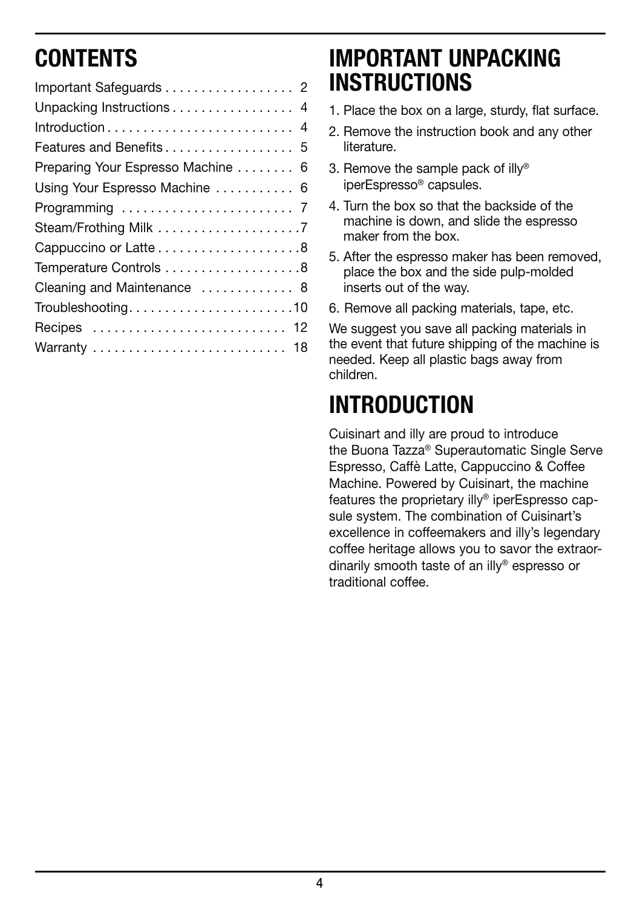# CONTENTS

| | |
|---|---|
| Important Safeguards | 2 |
| Unpacking Instructions | 4 |
| Introduction | 4 |
| Features and Benefits | 5 |
| Preparing Your Espresso Machine | 6 |
| Using Your Espresso Machine | 6 |
| Programming | 7 |
| Steam/Frothing Milk | 7 |
| Cappuccino or Latte | 8 |
| Temperature Controls | 8 |
| Cleaning and Maintenance | 8 |
| Troubleshooting | 10 |
| Recipes | 12 |
| Warranty | 18 |

# IMPORTANT UNPACKING INSTRUCTIONS

1. Place the box on a large, sturdy, flat surface.
2. Remove the instruction book and any other literature.
3. Remove the sample pack of illy® iperEspresso® capsules.
4. Turn the box so that the backside of the machine is down, and slide the espresso maker from the box.
5. After the espresso maker has been removed, place the box and the side pulp-molded inserts out of the way.
6. Remove all packing materials, tape, etc.

We suggest you save all packing materials in the event that future shipping of the machine is needed. Keep all plastic bags away from children.

# INTRODUCTION

Cuisinart and illy are proud to introduce the Buona Tazza® Superautomatic Single Serve Espresso, Caffè Latte, Cappuccino & Coffee Machine. Powered by Cuisinart, the machine features the proprietary illy® iperEspresso capsule system. The combination of Cuisinart's excellence in coffeemakers and illy's legendary coffee heritage allows you to savor the extraordinarily smooth taste of an illy® espresso or traditional coffee.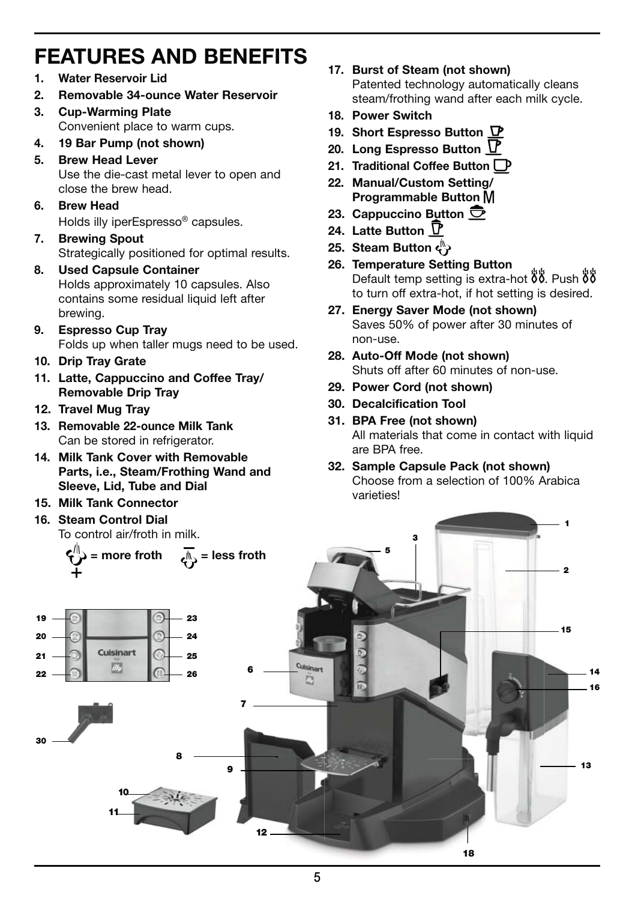# FEATURES AND BENEFITS

1. **Water Reservoir Lid**
2. **Removable 34-ounce Water Reservoir**
3. **Cup-Warming Plate**
   Convenient place to warm cups.
4. **19 Bar Pump (not shown)**
5. **Brew Head Lever**
   Use the die-cast metal lever to open and close the brew head.
6. **Brew Head**
   Holds illy iperEspresso® capsules.
7. **Brewing Spout**
   Strategically positioned for optimal results.
8. **Used Capsule Container**
   Holds approximately 10 capsules. Also contains some residual liquid left after brewing.
9. **Espresso Cup Tray**
   Folds up when taller mugs need to be used.
10. **Drip Tray Grate**
11. **Latte, Cappuccino and Coffee Tray/ Removable Drip Tray**
12. **Travel Mug Tray**
13. **Removable 22-ounce Milk Tank**
    Can be stored in refrigerator.
14. **Milk Tank Cover with Removable Parts, i.e., Steam/Frothing Wand and Sleeve, Lid, Tube and Dial**
15. **Milk Tank Connector**
16. **Steam Control Dial**
    To control air/froth in milk.
    + = more froth    – = less froth
17. **Burst of Steam (not shown)**
    Patented technology automatically cleans steam/frothing wand after each milk cycle.
18. **Power Switch**
19. **Short Espresso Button**
20. **Long Espresso Button**
21. **Traditional Coffee Button**
22. **Manual/Custom Setting/ Programmable Button** M
23. **Cappuccino Button**
24. **Latte Button**
25. **Steam Button**
26. **Temperature Setting Button**
    Default temp setting is extra-hot. Push to turn off extra-hot, if hot setting is desired.
27. **Energy Saver Mode (not shown)**
    Saves 50% of power after 30 minutes of non-use.
28. **Auto-Off Mode (not shown)**
    Shuts off after 60 minutes of non-use.
29. **Power Cord (not shown)**
30. **Decalcification Tool**
31. **BPA Free (not shown)**
    All materials that come in contact with liquid are BPA free.
32. **Sample Capsule Pack (not shown)**
    Choose from a selection of 100% Arabica varieties!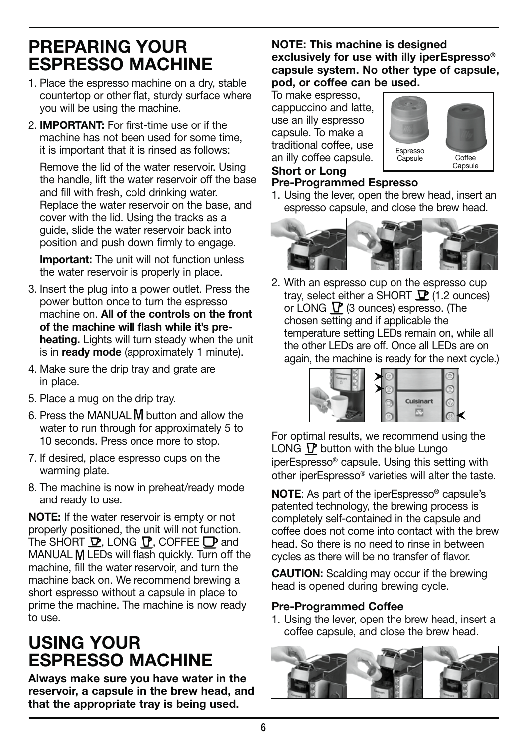# PREPARING YOUR ESPRESSO MACHINE

1. Place the espresso machine on a dry, stable countertop or other flat, sturdy surface where you will be using the machine.
2. **IMPORTANT:** For first-time use or if the machine has not been used for some time, it is important that it is rinsed as follows:

   Remove the lid of the water reservoir. Using the handle, lift the water reservoir off the base and fill with fresh, cold drinking water. Replace the water reservoir on the base, and cover with the lid. Using the tracks as a guide, slide the water reservoir back into position and push down firmly to engage.

   **Important:** The unit will not function unless the water reservoir is properly in place.
3. Insert the plug into a power outlet. Press the power button once to turn the espresso machine on. **All of the controls on the front of the machine will flash while it's pre-heating.** Lights will turn steady when the unit is in **ready mode** (approximately 1 minute).
4. Make sure the drip tray and grate are in place.
5. Place a mug on the drip tray.
6. Press the MANUAL M button and allow the water to run through for approximately 5 to 10 seconds. Press once more to stop.
7. If desired, place espresso cups on the warming plate.
8. The machine is now in preheat/ready mode and ready to use.

**NOTE:** If the water reservoir is empty or not properly positioned, the unit will not function. The SHORT, LONG, COFFEE and MANUAL M LEDs will flash quickly. Turn off the machine, fill the water reservoir, and turn the machine back on. We recommend brewing a short espresso without a capsule in place to prime the machine. The machine is now ready to use.

# USING YOUR ESPRESSO MACHINE

**Always make sure you have water in the reservoir, a capsule in the brew head, and that the appropriate tray is being used.**

**NOTE: This machine is designed exclusively for use with illy iperEspresso® capsule system. No other type of capsule, pod, or coffee can be used.**

To make espresso, cappuccino and latte, use an illy espresso capsule. To make a traditional coffee, use an illy coffee capsule.

Espresso Capsule

Coffee Capsule

### Short or Long Pre-Programmed Espresso

1. Using the lever, open the brew head, insert an espresso capsule, and close the brew head.
2. With an espresso cup on the espresso cup tray, select either a SHORT (1.2 ounces) or LONG (3 ounces) espresso. (The chosen setting and if applicable the temperature setting LEDs remain on, while all the other LEDs are off. Once all LEDs are on again, the machine is ready for the next cycle.)

For optimal results, we recommend using the LONG button with the blue Lungo iperEspresso® capsule. Using this setting with other iperEspresso® varieties will alter the taste.

**NOTE**: As part of the iperEspresso® capsule's patented technology, the brewing process is completely self-contained in the capsule and coffee does not come into contact with the brew head. So there is no need to rinse in between cycles as there will be no transfer of flavor.

**CAUTION:** Scalding may occur if the brewing head is opened during brewing cycle.

### Pre-Programmed Coffee

1. Using the lever, open the brew head, insert a coffee capsule, and close the brew head.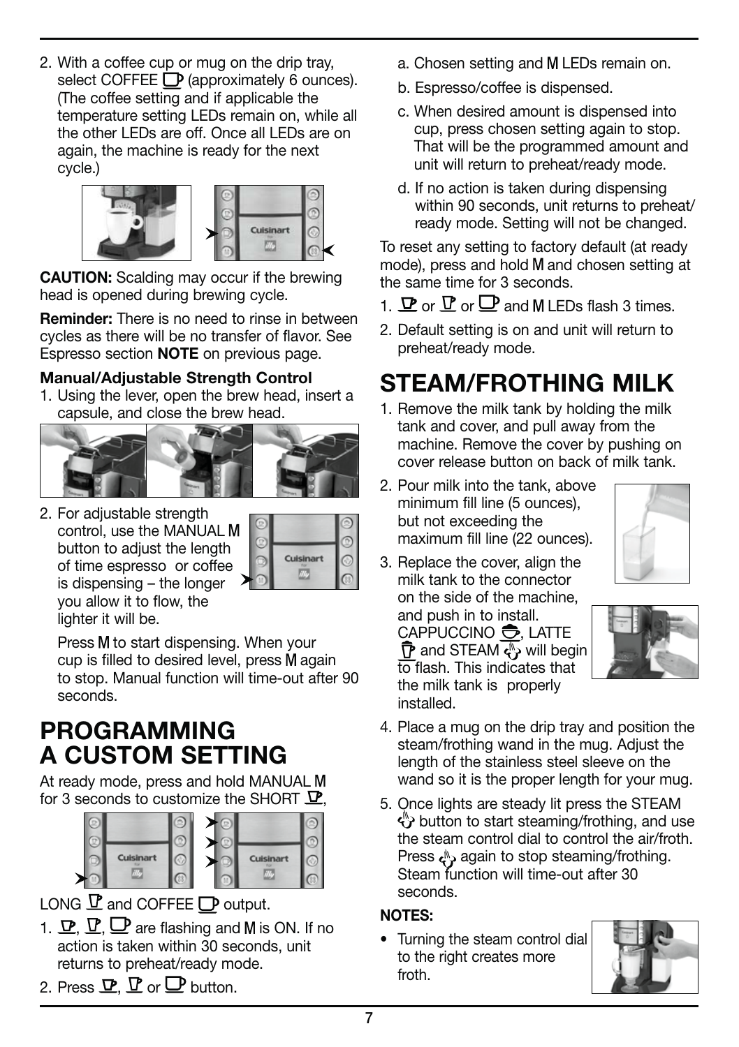2. With a coffee cup or mug on the drip tray, select COFFEE (approximately 6 ounces). (The coffee setting and if applicable the temperature setting LEDs remain on, while all the other LEDs are off. Once all LEDs are on again, the machine is ready for the next cycle.)

**CAUTION:** Scalding may occur if the brewing head is opened during brewing cycle.

**Reminder:** There is no need to rinse in between cycles as there will be no transfer of flavor. See Espresso section **NOTE** on previous page.

**Manual/Adjustable Strength Control**

1. Using the lever, open the brew head, insert a capsule, and close the brew head.
2. For adjustable strength control, use the MANUAL M button to adjust the length of time espresso or coffee is dispensing – the longer you allow it to flow, the lighter it will be.

   Press M to start dispensing. When your cup is filled to desired level, press M again to stop. Manual function will time-out after 90 seconds.

# PROGRAMMING A CUSTOM SETTING

At ready mode, press and hold MANUAL M for 3 seconds to customize the SHORT, LONG and COFFEE output.

1. SHORT, LONG, COFFEE are flashing and M is ON. If no action is taken within 30 seconds, unit returns to preheat/ready mode.
2. Press SHORT, LONG or COFFEE button.
   a. Chosen setting and M LEDs remain on.
   b. Espresso/coffee is dispensed.
   c. When desired amount is dispensed into cup, press chosen setting again to stop. That will be the programmed amount and unit will return to preheat/ready mode.
   d. If no action is taken during dispensing within 90 seconds, unit returns to preheat/ready mode. Setting will not be changed.

To reset any setting to factory default (at ready mode), press and hold M and chosen setting at the same time for 3 seconds.

1. SHORT or LONG or COFFEE and M LEDs flash 3 times.
2. Default setting is on and unit will return to preheat/ready mode.

# STEAM/FROTHING MILK

1. Remove the milk tank by holding the milk tank and cover, and pull away from the machine. Remove the cover by pushing on cover release button on back of milk tank.
2. Pour milk into the tank, above minimum fill line (5 ounces), but not exceeding the maximum fill line (22 ounces).
3. Replace the cover, align the milk tank to the connector on the side of the machine, and push in to install. CAPPUCCINO, LATTE and STEAM will begin to flash. This indicates that the milk tank is properly installed.
4. Place a mug on the drip tray and position the steam/frothing wand in the mug. Adjust the length of the stainless steel sleeve on the wand so it is the proper length for your mug.
5. Once lights are steady lit press the STEAM button to start steaming/frothing, and use the steam control dial to control the air/froth. Press STEAM again to stop steaming/frothing. Steam function will time-out after 30 seconds.

**NOTES:**

- Turning the steam control dial to the right creates more froth.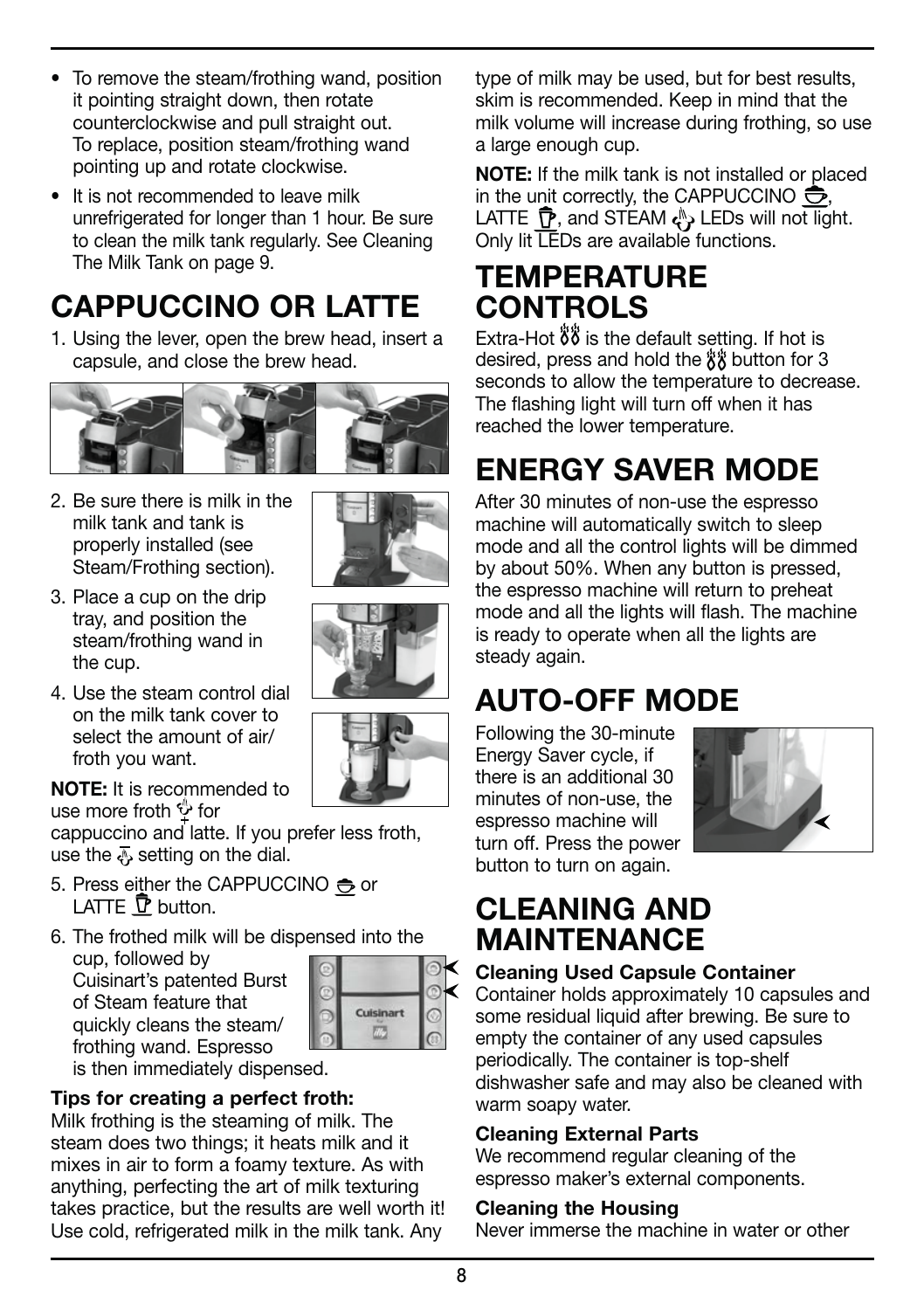- To remove the steam/frothing wand, position it pointing straight down, then rotate counterclockwise and pull straight out. To replace, position steam/frothing wand pointing up and rotate clockwise.
- It is not recommended to leave milk unrefrigerated for longer than 1 hour. Be sure to clean the milk tank regularly. See Cleaning The Milk Tank on page 9.

# CAPPUCCINO OR LATTE

1. Using the lever, open the brew head, insert a capsule, and close the brew head.
2. Be sure there is milk in the milk tank and tank is properly installed (see Steam/Frothing section).
3. Place a cup on the drip tray, and position the steam/frothing wand in the cup.
4. Use the steam control dial on the milk tank cover to select the amount of air/froth you want.

**NOTE:** It is recommended to use more froth for cappuccino and latte. If you prefer less froth, use the setting on the dial.

5. Press either the CAPPUCCINO or LATTE button.
6. The frothed milk will be dispensed into the cup, followed by Cuisinart's patented Burst of Steam feature that quickly cleans the steam/frothing wand. Espresso is then immediately dispensed.

**Tips for creating a perfect froth:**
Milk frothing is the steaming of milk. The steam does two things; it heats milk and it mixes in air to form a foamy texture. As with anything, perfecting the art of milk texturing takes practice, but the results are well worth it! Use cold, refrigerated milk in the milk tank. Any type of milk may be used, but for best results, skim is recommended. Keep in mind that the milk volume will increase during frothing, so use a large enough cup.

**NOTE:** If the milk tank is not installed or placed in the unit correctly, the CAPPUCCINO, LATTE, and STEAM LEDs will not light. Only lit LEDs are available functions.

# TEMPERATURE CONTROLS

Extra-Hot is the default setting. If hot is desired, press and hold the button for 3 seconds to allow the temperature to decrease. The flashing light will turn off when it has reached the lower temperature.

# ENERGY SAVER MODE

After 30 minutes of non-use the espresso machine will automatically switch to sleep mode and all the control lights will be dimmed by about 50%. When any button is pressed, the espresso machine will return to preheat mode and all the lights will flash. The machine is ready to operate when all the lights are steady again.

# AUTO-OFF MODE

Following the 30-minute Energy Saver cycle, if there is an additional 30 minutes of non-use, the espresso machine will turn off. Press the power button to turn on again.

# CLEANING AND MAINTENANCE

### Cleaning Used Capsule Container

Container holds approximately 10 capsules and some residual liquid after brewing. Be sure to empty the container of any used capsules periodically. The container is top-shelf dishwasher safe and may also be cleaned with warm soapy water.

### Cleaning External Parts

We recommend regular cleaning of the espresso maker's external components.

### Cleaning the Housing

Never immerse the machine in water or other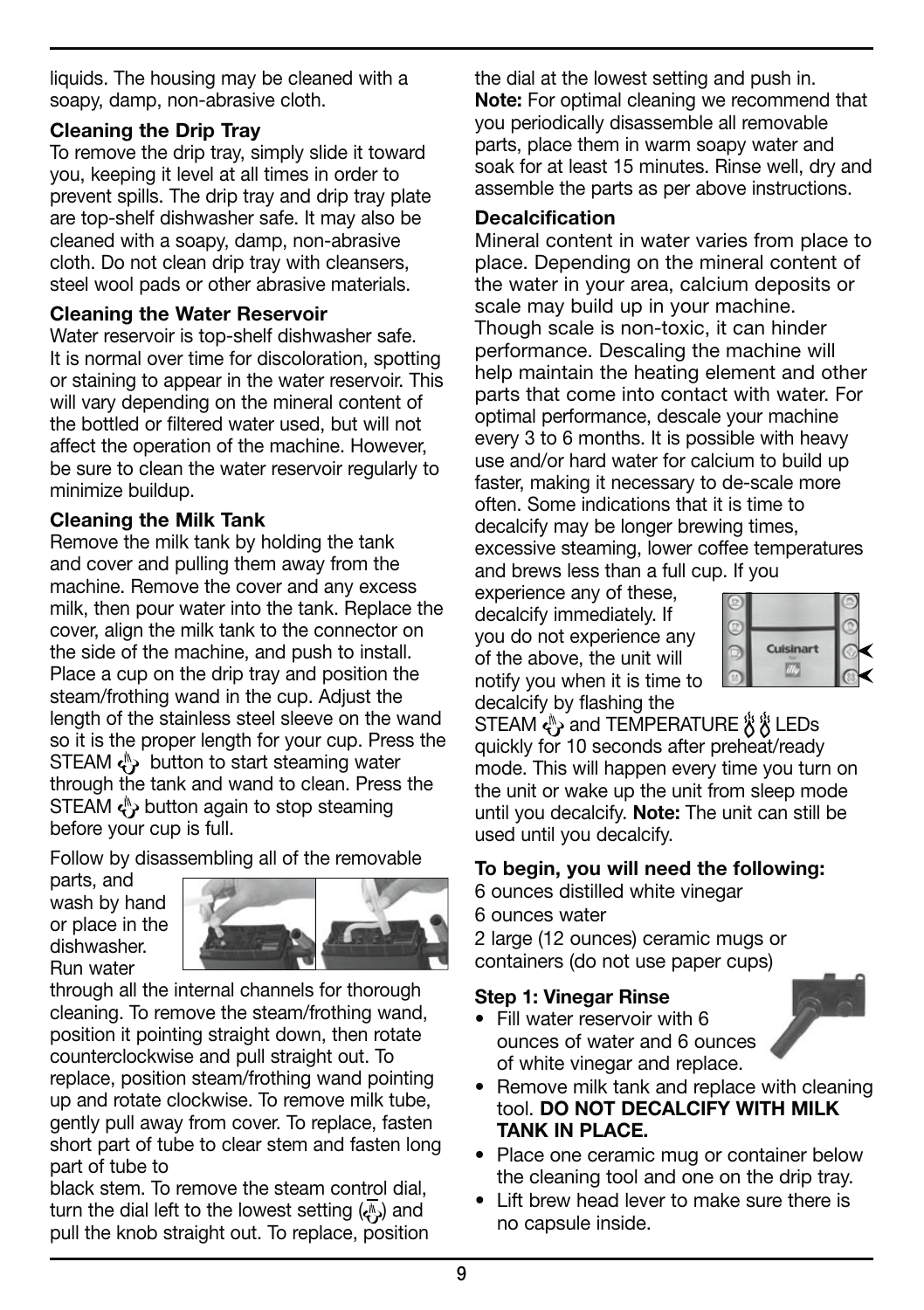liquids. The housing may be cleaned with a soapy, damp, non-abrasive cloth.

**Cleaning the Drip Tray**

To remove the drip tray, simply slide it toward you, keeping it level at all times in order to prevent spills. The drip tray and drip tray plate are top-shelf dishwasher safe. It may also be cleaned with a soapy, damp, non-abrasive cloth. Do not clean drip tray with cleansers, steel wool pads or other abrasive materials.

**Cleaning the Water Reservoir**

Water reservoir is top-shelf dishwasher safe. It is normal over time for discoloration, spotting or staining to appear in the water reservoir. This will vary depending on the mineral content of the bottled or filtered water used, but will not affect the operation of the machine. However, be sure to clean the water reservoir regularly to minimize buildup.

**Cleaning the Milk Tank**

Remove the milk tank by holding the tank and cover and pulling them away from the machine. Remove the cover and any excess milk, then pour water into the tank. Replace the cover, align the milk tank to the connector on the side of the machine, and push to install. Place a cup on the drip tray and position the steam/frothing wand in the cup. Adjust the length of the stainless steel sleeve on the wand so it is the proper length for your cup. Press the STEAM button to start steaming water through the tank and wand to clean. Press the STEAM button again to stop steaming before your cup is full.

Follow by disassembling all of the removable parts, and wash by hand or place in the dishwasher. Run water through all the internal channels for thorough cleaning. To remove the steam/frothing wand, position it pointing straight down, then rotate counterclockwise and pull straight out. To replace, position steam/frothing wand pointing up and rotate clockwise. To remove milk tube, gently pull away from cover. To replace, fasten short part of tube to clear stem and fasten long part of tube to black stem. To remove the steam control dial, turn the dial left to the lowest setting and pull the knob straight out. To replace, position the dial at the lowest setting and push in.

**Note:** For optimal cleaning we recommend that you periodically disassemble all removable parts, place them in warm soapy water and soak for at least 15 minutes. Rinse well, dry and assemble the parts as per above instructions.

**Decalcification**

Mineral content in water varies from place to place. Depending on the mineral content of the water in your area, calcium deposits or scale may build up in your machine. Though scale is non-toxic, it can hinder performance. Descaling the machine will help maintain the heating element and other parts that come into contact with water. For optimal performance, descale your machine every 3 to 6 months. It is possible with heavy use and/or hard water for calcium to build up faster, making it necessary to de-scale more often. Some indications that it is time to decalcify may be longer brewing times, excessive steaming, lower coffee temperatures and brews less than a full cup. If you experience any of these, decalcify immediately. If you do not experience any of the above, the unit will notify you when it is time to decalcify by flashing the STEAM and TEMPERATURE LEDs quickly for 10 seconds after preheat/ready mode. This will happen every time you turn on the unit or wake up the unit from sleep mode until you decalcify. **Note:** The unit can still be used until you decalcify.

**To begin, you will need the following:**

6 ounces distilled white vinegar

6 ounces water

2 large (12 ounces) ceramic mugs or containers (do not use paper cups)

**Step 1: Vinegar Rinse**

- Fill water reservoir with 6 ounces of water and 6 ounces of white vinegar and replace.
- Remove milk tank and replace with cleaning tool. **DO NOT DECALCIFY WITH MILK TANK IN PLACE.**
- Place one ceramic mug or container below the cleaning tool and one on the drip tray.
- Lift brew head lever to make sure there is no capsule inside.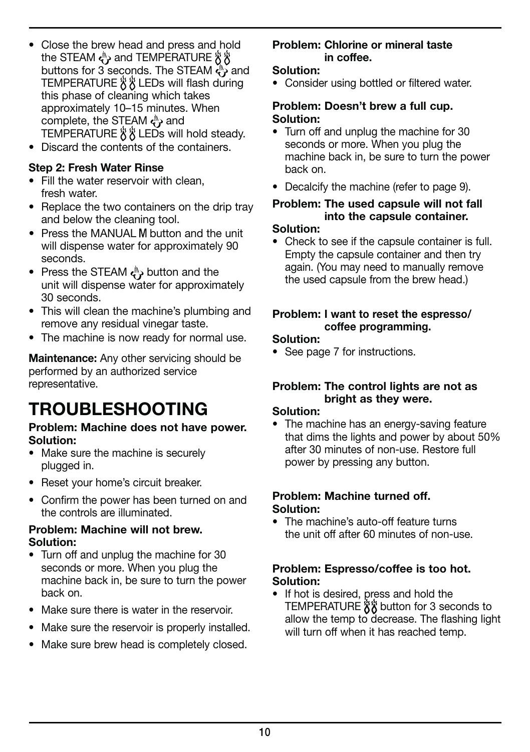- Close the brew head and press and hold the STEAM and TEMPERATURE buttons for 3 seconds. The STEAM and TEMPERATURE LEDs will flash during this phase of cleaning which takes approximately 10–15 minutes. When complete, the STEAM and TEMPERATURE LEDs will hold steady.
- Discard the contents of the containers.

**Step 2: Fresh Water Rinse**

- Fill the water reservoir with clean, fresh water.
- Replace the two containers on the drip tray and below the cleaning tool.
- Press the MANUAL M button and the unit will dispense water for approximately 90 seconds.
- Press the STEAM button and the unit will dispense water for approximately 30 seconds.
- This will clean the machine's plumbing and remove any residual vinegar taste.
- The machine is now ready for normal use.

**Maintenance:** Any other servicing should be performed by an authorized service representative.

# TROUBLESHOOTING

**Problem: Machine does not have power.**
**Solution:**

- Make sure the machine is securely plugged in.
- Reset your home's circuit breaker.
- Confirm the power has been turned on and the controls are illuminated.

**Problem: Machine will not brew.**
**Solution:**

- Turn off and unplug the machine for 30 seconds or more. When you plug the machine back in, be sure to turn the power back on.
- Make sure there is water in the reservoir.
- Make sure the reservoir is properly installed.
- Make sure brew head is completely closed.

**Problem: Chlorine or mineral taste in coffee.**
**Solution:**

- Consider using bottled or filtered water.

**Problem: Doesn't brew a full cup.**
**Solution:**

- Turn off and unplug the machine for 30 seconds or more. When you plug the machine back in, be sure to turn the power back on.
- Decalcify the machine (refer to page 9).

**Problem: The used capsule will not fall into the capsule container.**
**Solution:**

- Check to see if the capsule container is full. Empty the capsule container and then try again. (You may need to manually remove the used capsule from the brew head.)

**Problem: I want to reset the espresso/ coffee programming.**
**Solution:**

- See page 7 for instructions.

**Problem: The control lights are not as bright as they were.**
**Solution:**

- The machine has an energy-saving feature that dims the lights and power by about 50% after 30 minutes of non-use. Restore full power by pressing any button.

**Problem: Machine turned off.**
**Solution:**

- The machine's auto-off feature turns the unit off after 60 minutes of non-use.

**Problem: Espresso/coffee is too hot.**
**Solution:**

- If hot is desired, press and hold the TEMPERATURE button for 3 seconds to allow the temp to decrease. The flashing light will turn off when it has reached temp.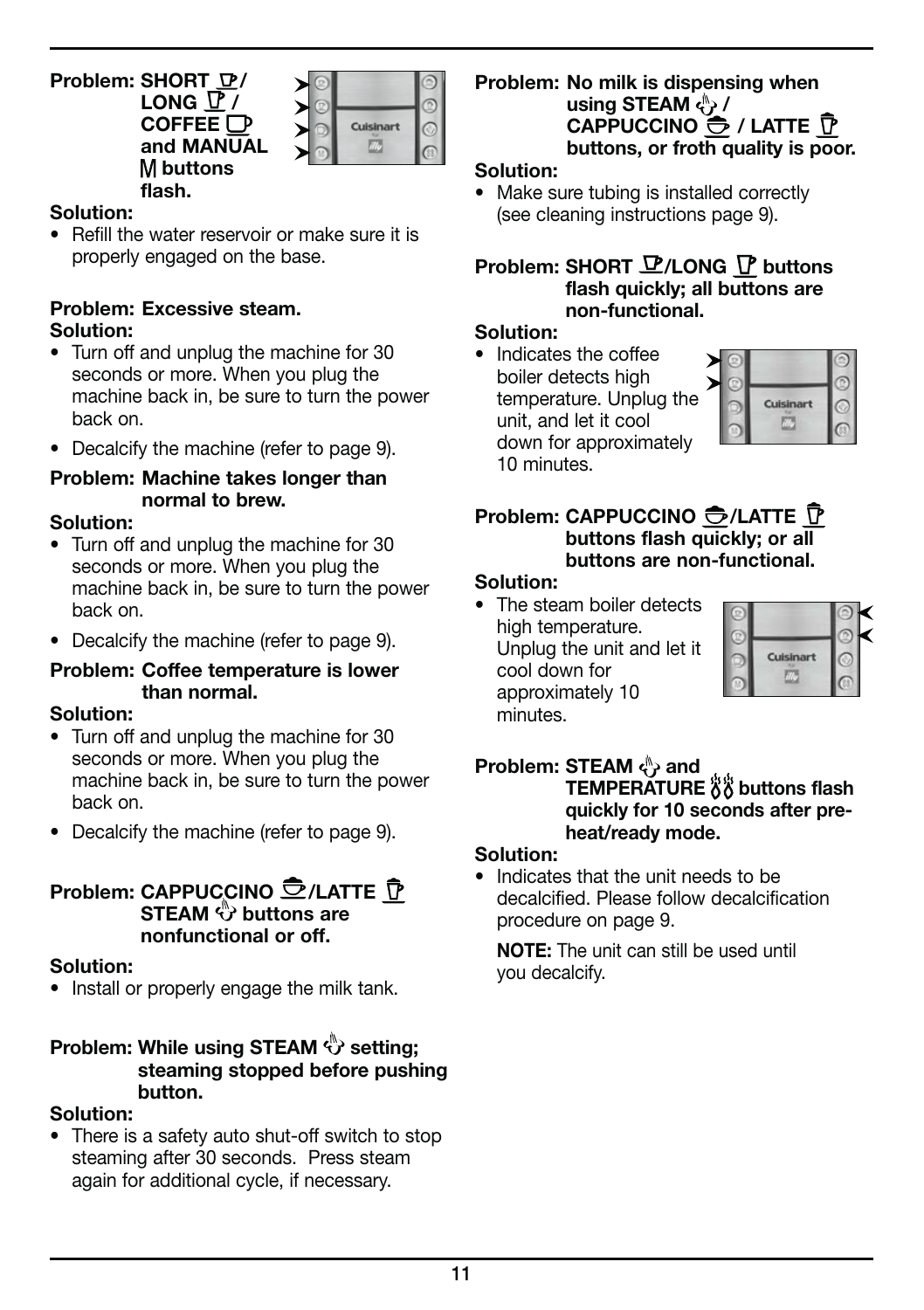**Problem: SHORT / LONG / COFFEE and MANUAL M buttons flash.**

**Solution:**

- Refill the water reservoir or make sure it is properly engaged on the base.

**Problem: Excessive steam.**

**Solution:**

- Turn off and unplug the machine for 30 seconds or more. When you plug the machine back in, be sure to turn the power back on.
- Decalcify the machine (refer to page 9).

**Problem: Machine takes longer than normal to brew.**

**Solution:**

- Turn off and unplug the machine for 30 seconds or more. When you plug the machine back in, be sure to turn the power back on.
- Decalcify the machine (refer to page 9).

**Problem: Coffee temperature is lower than normal.**

**Solution:**

- Turn off and unplug the machine for 30 seconds or more. When you plug the machine back in, be sure to turn the power back on.
- Decalcify the machine (refer to page 9).

**Problem: CAPPUCCINO /LATTE STEAM buttons are nonfunctional or off.**

**Solution:**

- Install or properly engage the milk tank.

**Problem: While using STEAM setting; steaming stopped before pushing button.**

**Solution:**

- There is a safety auto shut-off switch to stop steaming after 30 seconds. Press steam again for additional cycle, if necessary.

**Problem: No milk is dispensing when using STEAM / CAPPUCCINO / LATTE buttons, or froth quality is poor.**

**Solution:**

- Make sure tubing is installed correctly (see cleaning instructions page 9).

**Problem: SHORT /LONG buttons flash quickly; all buttons are non-functional.**

**Solution:**

- Indicates the coffee boiler detects high temperature. Unplug the unit, and let it cool down for approximately 10 minutes.

**Problem: CAPPUCCINO /LATTE buttons flash quickly; or all buttons are non-functional.**

**Solution:**

- The steam boiler detects high temperature. Unplug the unit and let it cool down for approximately 10 minutes.

**Problem: STEAM and TEMPERATURE buttons flash quickly for 10 seconds after pre-heat/ready mode.**

**Solution:**

- Indicates that the unit needs to be decalcified. Please follow decalcification procedure on page 9.

  **NOTE:** The unit can still be used until you decalcify.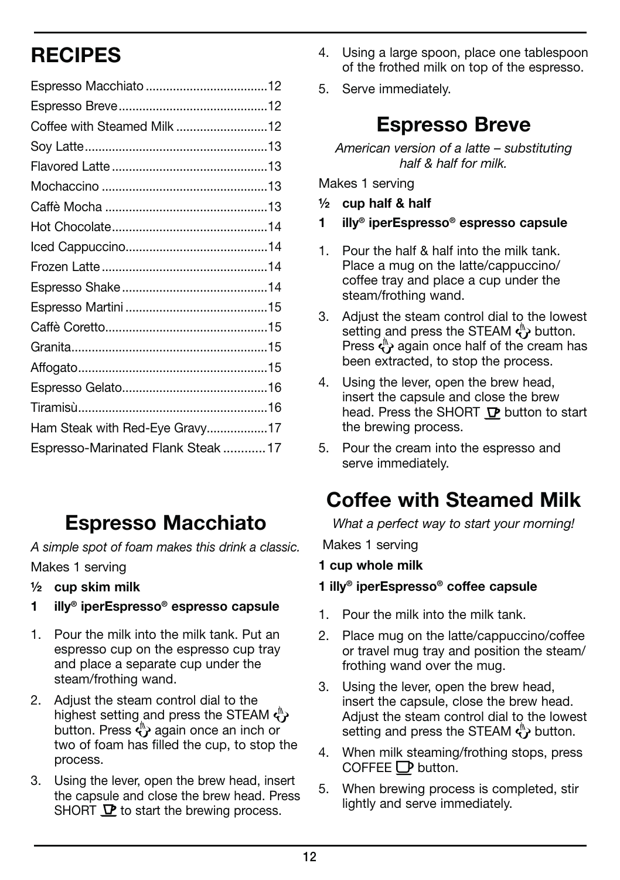# RECIPES

- Espresso Macchiato ....................................12
- Espresso Breve ............................................12
- Coffee with Steamed Milk ...........................12
- Soy Latte ......................................................13
- Flavored Latte ..............................................13
- Mochaccino .................................................13
- Caffè Mocha ................................................13
- Hot Chocolate ..............................................14
- Iced Cappuccino ..........................................14
- Frozen Latte .................................................14
- Espresso Shake ...........................................14
- Espresso Martini ..........................................15
- Caffè Coretto ................................................15
- Granita ..........................................................15
- Affogato .......................................................15
- Espresso Gelato ...........................................16
- Tiramisù ........................................................16
- Ham Steak with Red-Eye Gravy ..................17
- Espresso-Marinated Flank Steak ............17

## Espresso Macchiato

*A simple spot of foam makes this drink a classic.*

Makes 1 serving

**½ cup skim milk**

**1 illy® iperEspresso® espresso capsule**

1. Pour the milk into the milk tank. Put an espresso cup on the espresso cup tray and place a separate cup under the steam/frothing wand.
2. Adjust the steam control dial to the highest setting and press the STEAM button. Press again once an inch or two of foam has filled the cup, to stop the process.
3. Using the lever, open the brew head, insert the capsule and close the brew head. Press SHORT to start the brewing process.
4. Using a large spoon, place one tablespoon of the frothed milk on top of the espresso.
5. Serve immediately.

## Espresso Breve

*American version of a latte – substituting half & half for milk.*

Makes 1 serving

**½ cup half & half**

**1 illy® iperEspresso® espresso capsule**

1. Pour the half & half into the milk tank. Place a mug on the latte/cappuccino/coffee tray and place a cup under the steam/frothing wand.
3. Adjust the steam control dial to the lowest setting and press the STEAM button. Press again once half of the cream has been extracted, to stop the process.
4. Using the lever, open the brew head, insert the capsule and close the brew head. Press the SHORT button to start the brewing process.
5. Pour the cream into the espresso and serve immediately.

## Coffee with Steamed Milk

*What a perfect way to start your morning!*

Makes 1 serving

**1 cup whole milk**

**1 illy® iperEspresso® coffee capsule**

1. Pour the milk into the milk tank.
2. Place mug on the latte/cappuccino/coffee or travel mug tray and position the steam/frothing wand over the mug.
3. Using the lever, open the brew head, insert the capsule, close the brew head. Adjust the steam control dial to the lowest setting and press the STEAM button.
4. When milk steaming/frothing stops, press COFFEE button.
5. When brewing process is completed, stir lightly and serve immediately.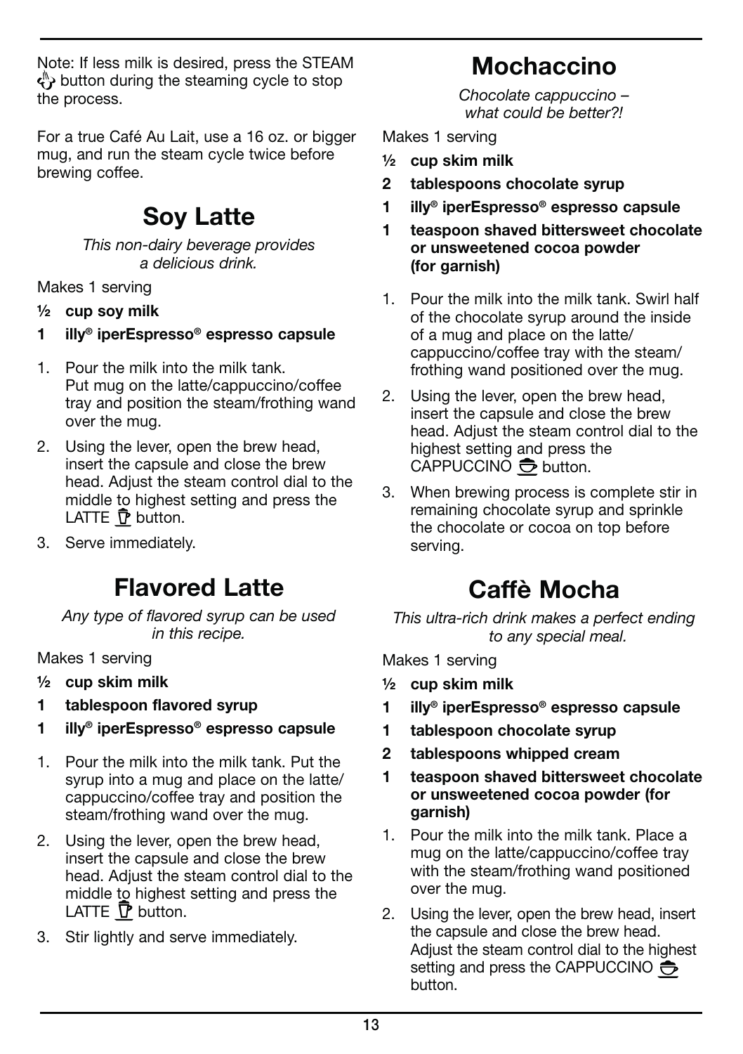Note: If less milk is desired, press the STEAM button during the steaming cycle to stop the process.

For a true Café Au Lait, use a 16 oz. or bigger mug, and run the steam cycle twice before brewing coffee.

## Soy Latte

*This non-dairy beverage provides a delicious drink.*

Makes 1 serving

- **½ cup soy milk**
- **1 illy® iperEspresso® espresso capsule**

1. Pour the milk into the milk tank. Put mug on the latte/cappuccino/coffee tray and position the steam/frothing wand over the mug.
2. Using the lever, open the brew head, insert the capsule and close the brew head. Adjust the steam control dial to the middle to highest setting and press the LATTE button.
3. Serve immediately.

## Flavored Latte

*Any type of flavored syrup can be used in this recipe.*

Makes 1 serving

- **½ cup skim milk**
- **1 tablespoon flavored syrup**
- **1 illy® iperEspresso® espresso capsule**

1. Pour the milk into the milk tank. Put the syrup into a mug and place on the latte/cappuccino/coffee tray and position the steam/frothing wand over the mug.
2. Using the lever, open the brew head, insert the capsule and close the brew head. Adjust the steam control dial to the middle to highest setting and press the LATTE button.
3. Stir lightly and serve immediately.

## Mochaccino

*Chocolate cappuccino – what could be better?!*

Makes 1 serving

- **½ cup skim milk**
- **2 tablespoons chocolate syrup**
- **1 illy® iperEspresso® espresso capsule**
- **1 teaspoon shaved bittersweet chocolate or unsweetened cocoa powder (for garnish)**

1. Pour the milk into the milk tank. Swirl half of the chocolate syrup around the inside of a mug and place on the latte/cappuccino/coffee tray with the steam/frothing wand positioned over the mug.
2. Using the lever, open the brew head, insert the capsule and close the brew head. Adjust the steam control dial to the highest setting and press the CAPPUCCINO button.
3. When brewing process is complete stir in remaining chocolate syrup and sprinkle the chocolate or cocoa on top before serving.

## Caffè Mocha

*This ultra-rich drink makes a perfect ending to any special meal.*

Makes 1 serving

- **½ cup skim milk**
- **1 illy® iperEspresso® espresso capsule**
- **1 tablespoon chocolate syrup**
- **2 tablespoons whipped cream**
- **1 teaspoon shaved bittersweet chocolate or unsweetened cocoa powder (for garnish)**

1. Pour the milk into the milk tank. Place a mug on the latte/cappuccino/coffee tray with the steam/frothing wand positioned over the mug.
2. Using the lever, open the brew head, insert the capsule and close the brew head. Adjust the steam control dial to the highest setting and press the CAPPUCCINO button.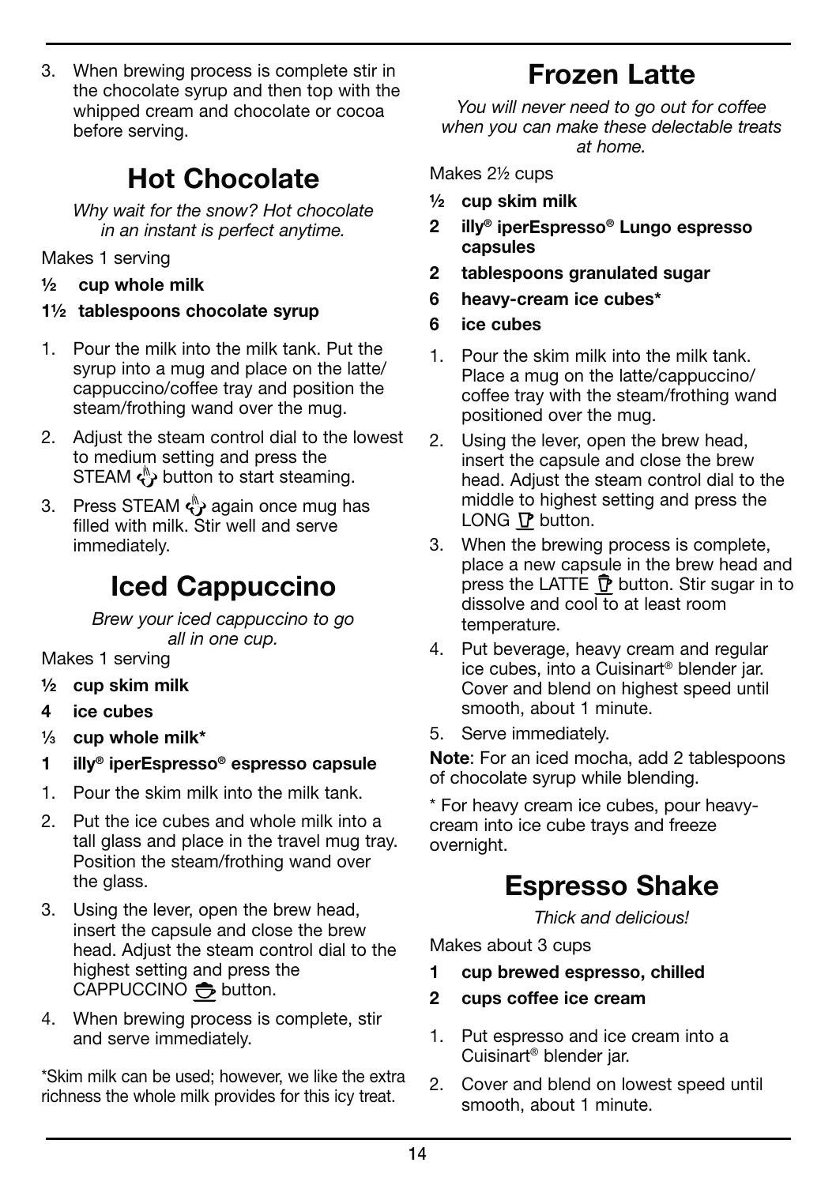3. When brewing process is complete stir in the chocolate syrup and then top with the whipped cream and chocolate or cocoa before serving.

## Hot Chocolate

*Why wait for the snow? Hot chocolate in an instant is perfect anytime.*

Makes 1 serving

**½ cup whole milk**

**1½ tablespoons chocolate syrup**

1. Pour the milk into the milk tank. Put the syrup into a mug and place on the latte/cappuccino/coffee tray and position the steam/frothing wand over the mug.
2. Adjust the steam control dial to the lowest to medium setting and press the STEAM button to start steaming.
3. Press STEAM again once mug has filled with milk. Stir well and serve immediately.

## Iced Cappuccino

*Brew your iced cappuccino to go all in one cup.*

Makes 1 serving

**½ cup skim milk**

**4 ice cubes**

**⅓ cup whole milk***

**1 illy® iperEspresso® espresso capsule**

1. Pour the skim milk into the milk tank.
2. Put the ice cubes and whole milk into a tall glass and place in the travel mug tray. Position the steam/frothing wand over the glass.
3. Using the lever, open the brew head, insert the capsule and close the brew head. Adjust the steam control dial to the highest setting and press the CAPPUCCINO button.
4. When brewing process is complete, stir and serve immediately.

*Skim milk can be used; however, we like the extra richness the whole milk provides for this icy treat.

## Frozen Latte

*You will never need to go out for coffee when you can make these delectable treats at home.*

Makes 2½ cups

**½ cup skim milk**

**2 illy® iperEspresso® Lungo espresso capsules**

**2 tablespoons granulated sugar**

**6 heavy-cream ice cubes***

**6 ice cubes**

1. Pour the skim milk into the milk tank. Place a mug on the latte/cappuccino/coffee tray with the steam/frothing wand positioned over the mug.
2. Using the lever, open the brew head, insert the capsule and close the brew head. Adjust the steam control dial to the middle to highest setting and press the LONG button.
3. When the brewing process is complete, place a new capsule in the brew head and press the LATTE button. Stir sugar in to dissolve and cool to at least room temperature.
4. Put beverage, heavy cream and regular ice cubes, into a Cuisinart® blender jar. Cover and blend on highest speed until smooth, about 1 minute.
5. Serve immediately.

**Note**: For an iced mocha, add 2 tablespoons of chocolate syrup while blending.

* For heavy cream ice cubes, pour heavy-cream into ice cube trays and freeze overnight.

## Espresso Shake

*Thick and delicious!*

Makes about 3 cups

**1 cup brewed espresso, chilled**

**2 cups coffee ice cream**

1. Put espresso and ice cream into a Cuisinart® blender jar.
2. Cover and blend on lowest speed until smooth, about 1 minute.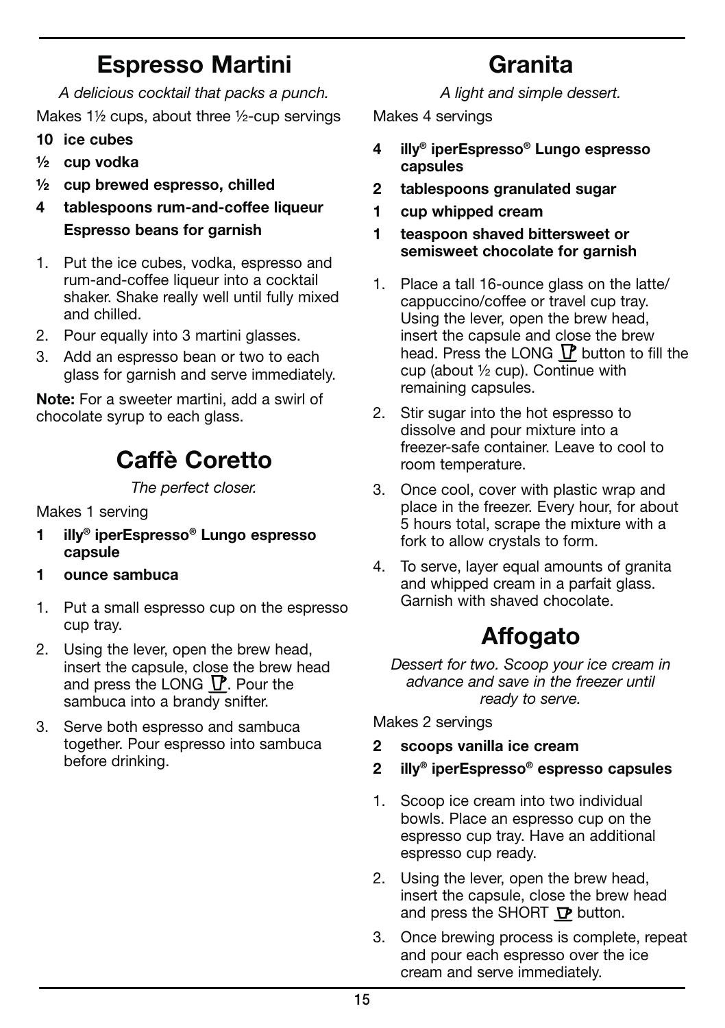## Espresso Martini

*A delicious cocktail that packs a punch.*

Makes 1½ cups, about three ½-cup servings

**10 ice cubes**

**½ cup vodka**

**½ cup brewed espresso, chilled**

**4 tablespoons rum-and-coffee liqueur**

**Espresso beans for garnish**

1. Put the ice cubes, vodka, espresso and rum-and-coffee liqueur into a cocktail shaker. Shake really well until fully mixed and chilled.
2. Pour equally into 3 martini glasses.
3. Add an espresso bean or two to each glass for garnish and serve immediately.

**Note:** For a sweeter martini, add a swirl of chocolate syrup to each glass.

## Caffè Coretto

*The perfect closer.*

Makes 1 serving

**1 illy® iperEspresso® Lungo espresso capsule**

**1 ounce sambuca**

1. Put a small espresso cup on the espresso cup tray.
2. Using the lever, open the brew head, insert the capsule, close the brew head and press the LONG button. Pour the sambuca into a brandy snifter.
3. Serve both espresso and sambuca together. Pour espresso into sambuca before drinking.

## Granita

*A light and simple dessert.*

Makes 4 servings

**4 illy® iperEspresso® Lungo espresso capsules**

**2 tablespoons granulated sugar**

**1 cup whipped cream**

**1 teaspoon shaved bittersweet or semisweet chocolate for garnish**

1. Place a tall 16-ounce glass on the latte/cappuccino/coffee or travel cup tray. Using the lever, open the brew head, insert the capsule and close the brew head. Press the LONG button to fill the cup (about ½ cup). Continue with remaining capsules.
2. Stir sugar into the hot espresso to dissolve and pour mixture into a freezer-safe container. Leave to cool to room temperature.
3. Once cool, cover with plastic wrap and place in the freezer. Every hour, for about 5 hours total, scrape the mixture with a fork to allow crystals to form.
4. To serve, layer equal amounts of granita and whipped cream in a parfait glass. Garnish with shaved chocolate.

## Affogato

*Dessert for two. Scoop your ice cream in advance and save in the freezer until ready to serve.*

Makes 2 servings

**2 scoops vanilla ice cream**

**2 illy® iperEspresso® espresso capsules**

1. Scoop ice cream into two individual bowls. Place an espresso cup on the espresso cup tray. Have an additional espresso cup ready.
2. Using the lever, open the brew head, insert the capsule, close the brew head and press the SHORT button.
3. Once brewing process is complete, repeat and pour each espresso over the ice cream and serve immediately.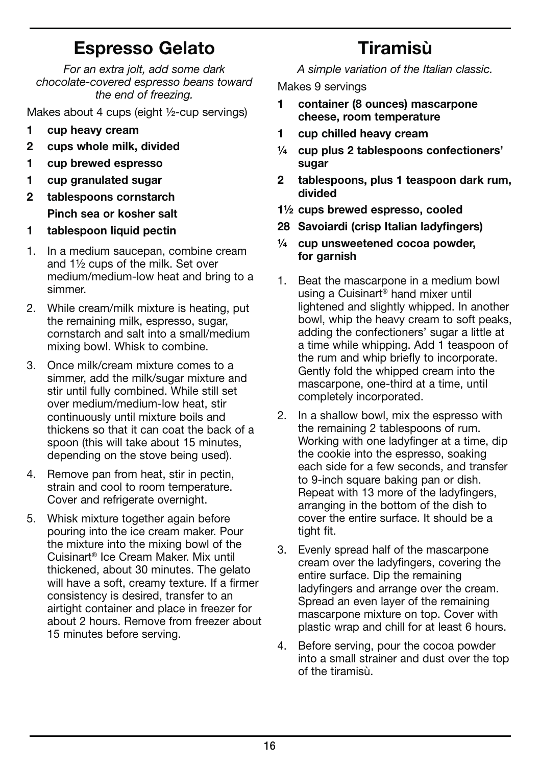## Espresso Gelato

*For an extra jolt, add some dark chocolate-covered espresso beans toward the end of freezing.*

Makes about 4 cups (eight ½-cup servings)

- **1 cup heavy cream**
- **2 cups whole milk, divided**
- **1 cup brewed espresso**
- **1 cup granulated sugar**
- **2 tablespoons cornstarch**
- **Pinch sea or kosher salt**
- **1 tablespoon liquid pectin**

1. In a medium saucepan, combine cream and 1½ cups of the milk. Set over medium/medium-low heat and bring to a simmer.
2. While cream/milk mixture is heating, put the remaining milk, espresso, sugar, cornstarch and salt into a small/medium mixing bowl. Whisk to combine.
3. Once milk/cream mixture comes to a simmer, add the milk/sugar mixture and stir until fully combined. While still set over medium/medium-low heat, stir continuously until mixture boils and thickens so that it can coat the back of a spoon (this will take about 15 minutes, depending on the stove being used).
4. Remove pan from heat, stir in pectin, strain and cool to room temperature. Cover and refrigerate overnight.
5. Whisk mixture together again before pouring into the ice cream maker. Pour the mixture into the mixing bowl of the Cuisinart® Ice Cream Maker. Mix until thickened, about 30 minutes. The gelato will have a soft, creamy texture. If a firmer consistency is desired, transfer to an airtight container and place in freezer for about 2 hours. Remove from freezer about 15 minutes before serving.

## Tiramisù

*A simple variation of the Italian classic.*

Makes 9 servings

- **1 container (8 ounces) mascarpone cheese, room temperature**
- **1 cup chilled heavy cream**
- **¼ cup plus 2 tablespoons confectioners' sugar**
- **2 tablespoons, plus 1 teaspoon dark rum, divided**
- **1½ cups brewed espresso, cooled**
- **28 Savoiardi (crisp Italian ladyfingers)**
- **¼ cup unsweetened cocoa powder, for garnish**

1. Beat the mascarpone in a medium bowl using a Cuisinart® hand mixer until lightened and slightly whipped. In another bowl, whip the heavy cream to soft peaks, adding the confectioners' sugar a little at a time while whipping. Add 1 teaspoon of the rum and whip briefly to incorporate. Gently fold the whipped cream into the mascarpone, one-third at a time, until completely incorporated.
2. In a shallow bowl, mix the espresso with the remaining 2 tablespoons of rum. Working with one ladyfinger at a time, dip the cookie into the espresso, soaking each side for a few seconds, and transfer to 9-inch square baking pan or dish. Repeat with 13 more of the ladyfingers, arranging in the bottom of the dish to cover the entire surface. It should be a tight fit.
3. Evenly spread half of the mascarpone cream over the ladyfingers, covering the entire surface. Dip the remaining ladyfingers and arrange over the cream. Spread an even layer of the remaining mascarpone mixture on top. Cover with plastic wrap and chill for at least 6 hours.
4. Before serving, pour the cocoa powder into a small strainer and dust over the top of the tiramisù.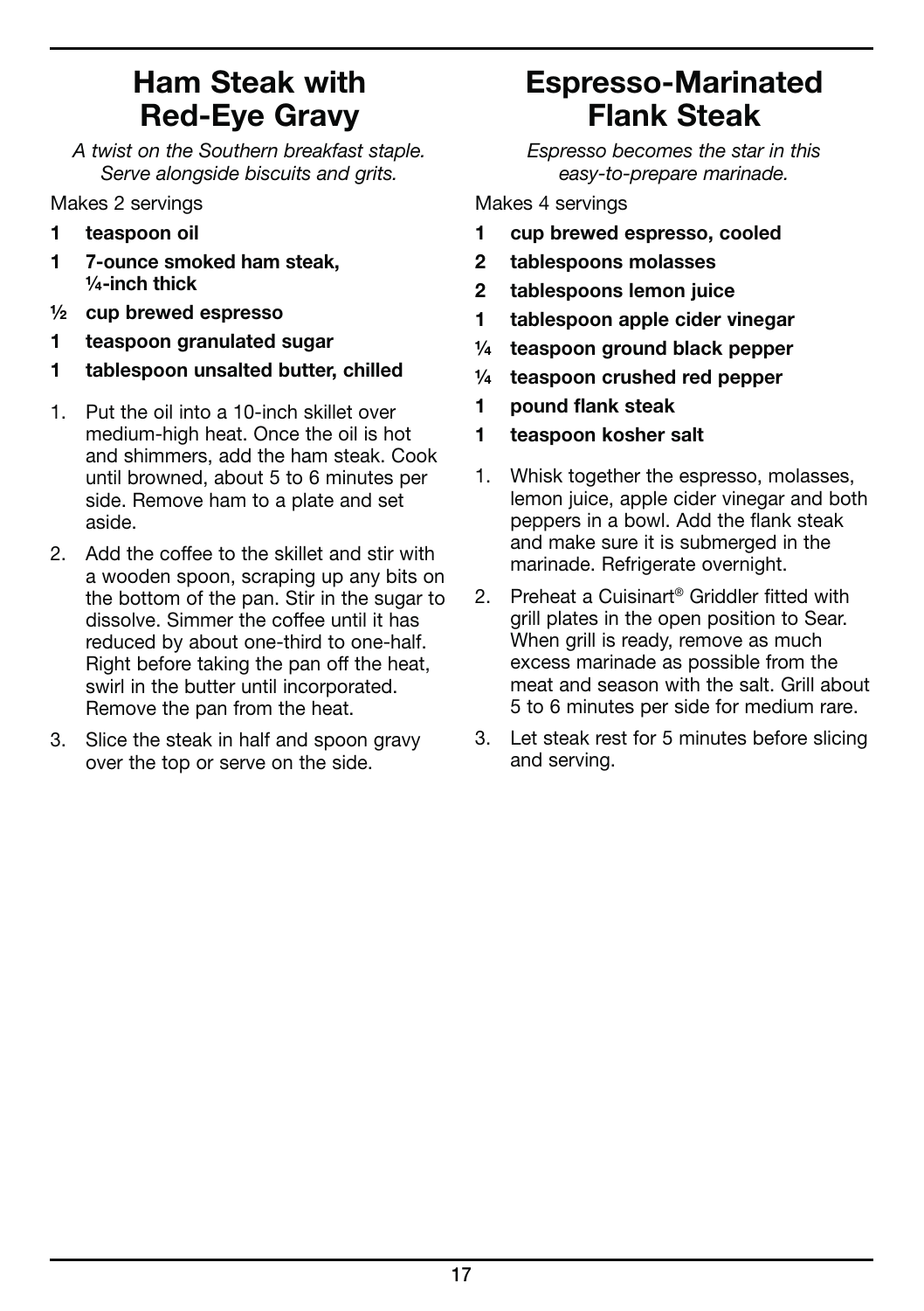## Ham Steak with Red-Eye Gravy

*A twist on the Southern breakfast staple. Serve alongside biscuits and grits.*

Makes 2 servings

- **1 teaspoon oil**
- **1 7-ounce smoked ham steak, ¼-inch thick**
- **½ cup brewed espresso**
- **1 teaspoon granulated sugar**
- **1 tablespoon unsalted butter, chilled**

1. Put the oil into a 10-inch skillet over medium-high heat. Once the oil is hot and shimmers, add the ham steak. Cook until browned, about 5 to 6 minutes per side. Remove ham to a plate and set aside.
2. Add the coffee to the skillet and stir with a wooden spoon, scraping up any bits on the bottom of the pan. Stir in the sugar to dissolve. Simmer the coffee until it has reduced by about one-third to one-half. Right before taking the pan off the heat, swirl in the butter until incorporated. Remove the pan from the heat.
3. Slice the steak in half and spoon gravy over the top or serve on the side.

## Espresso-Marinated Flank Steak

*Espresso becomes the star in this easy-to-prepare marinade.*

Makes 4 servings

- **1 cup brewed espresso, cooled**
- **2 tablespoons molasses**
- **2 tablespoons lemon juice**
- **1 tablespoon apple cider vinegar**
- **¼ teaspoon ground black pepper**
- **¼ teaspoon crushed red pepper**
- **1 pound flank steak**
- **1 teaspoon kosher salt**

1. Whisk together the espresso, molasses, lemon juice, apple cider vinegar and both peppers in a bowl. Add the flank steak and make sure it is submerged in the marinade. Refrigerate overnight.
2. Preheat a Cuisinart® Griddler fitted with grill plates in the open position to Sear. When grill is ready, remove as much excess marinade as possible from the meat and season with the salt. Grill about 5 to 6 minutes per side for medium rare.
3. Let steak rest for 5 minutes before slicing and serving.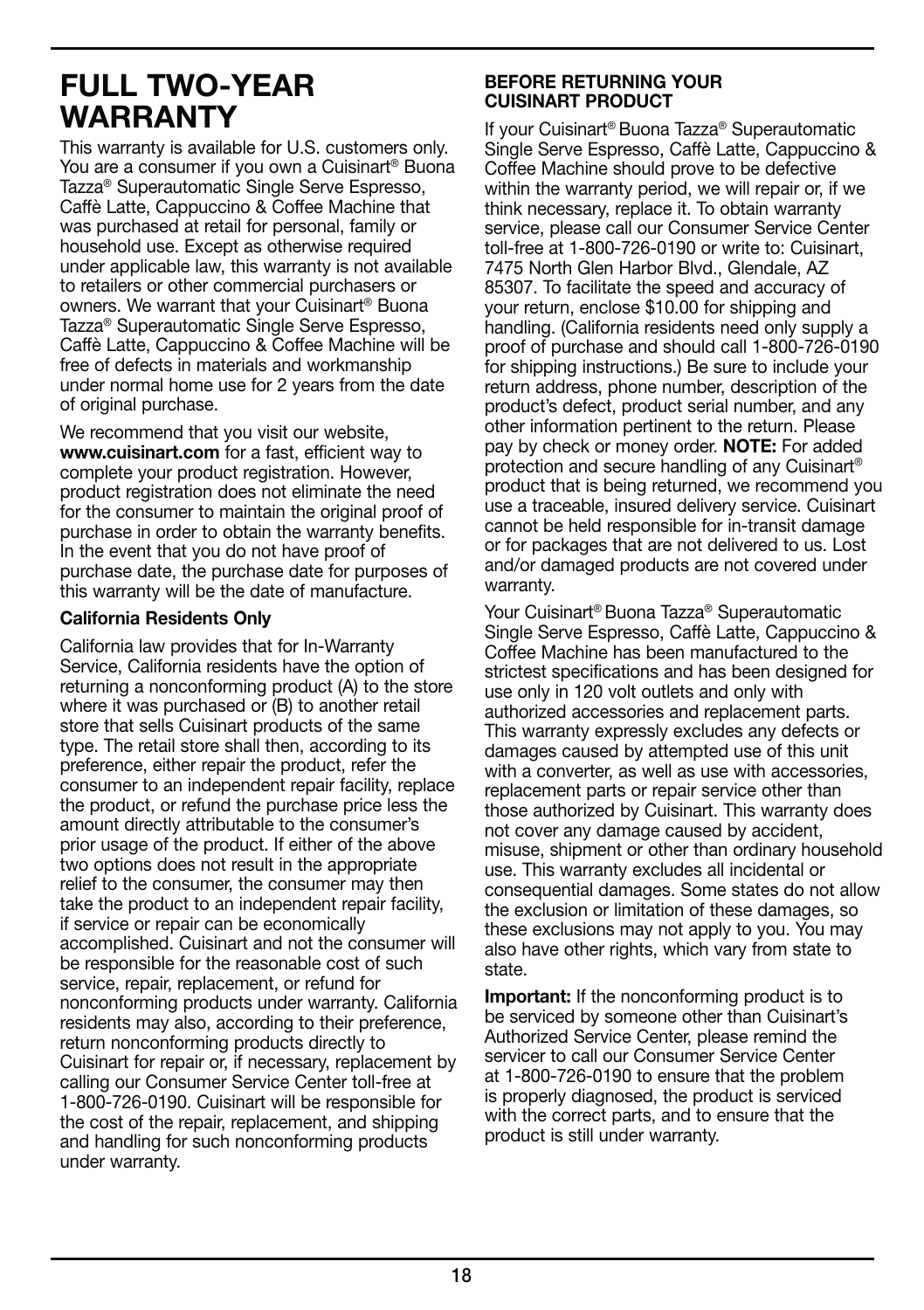# FULL TWO-YEAR WARRANTY

This warranty is available for U.S. customers only. You are a consumer if you own a Cuisinart® Buona Tazza® Superautomatic Single Serve Espresso, Caffè Latte, Cappuccino & Coffee Machine that was purchased at retail for personal, family or household use. Except as otherwise required under applicable law, this warranty is not available to retailers or other commercial purchasers or owners. We warrant that your Cuisinart® Buona Tazza® Superautomatic Single Serve Espresso, Caffè Latte, Cappuccino & Coffee Machine will be free of defects in materials and workmanship under normal home use for 2 years from the date of original purchase.

We recommend that you visit our website, **www.cuisinart.com** for a fast, efficient way to complete your product registration. However, product registration does not eliminate the need for the consumer to maintain the original proof of purchase in order to obtain the warranty benefits. In the event that you do not have proof of purchase date, the purchase date for purposes of this warranty will be the date of manufacture.

**California Residents Only**

California law provides that for In-Warranty Service, California residents have the option of returning a nonconforming product (A) to the store where it was purchased or (B) to another retail store that sells Cuisinart products of the same type. The retail store shall then, according to its preference, either repair the product, refer the consumer to an independent repair facility, replace the product, or refund the purchase price less the amount directly attributable to the consumer's prior usage of the product. If either of the above two options does not result in the appropriate relief to the consumer, the consumer may then take the product to an independent repair facility, if service or repair can be economically accomplished. Cuisinart and not the consumer will be responsible for the reasonable cost of such service, repair, replacement, or refund for nonconforming products under warranty. California residents may also, according to their preference, return nonconforming products directly to Cuisinart for repair or, if necessary, replacement by calling our Consumer Service Center toll-free at 1-800-726-0190. Cuisinart will be responsible for the cost of the repair, replacement, and shipping and handling for such nonconforming products under warranty.

**BEFORE RETURNING YOUR CUISINART PRODUCT**

If your Cuisinart® Buona Tazza® Superautomatic Single Serve Espresso, Caffè Latte, Cappuccino & Coffee Machine should prove to be defective within the warranty period, we will repair or, if we think necessary, replace it. To obtain warranty service, please call our Consumer Service Center toll-free at 1-800-726-0190 or write to: Cuisinart, 7475 North Glen Harbor Blvd., Glendale, AZ 85307. To facilitate the speed and accuracy of your return, enclose $10.00 for shipping and handling. (California residents need only supply a proof of purchase and should call 1-800-726-0190 for shipping instructions.) Be sure to include your return address, phone number, description of the product's defect, product serial number, and any other information pertinent to the return. Please pay by check or money order. **NOTE:** For added protection and secure handling of any Cuisinart® product that is being returned, we recommend you use a traceable, insured delivery service. Cuisinart cannot be held responsible for in-transit damage or for packages that are not delivered to us. Lost and/or damaged products are not covered under warranty.

Your Cuisinart® Buona Tazza® Superautomatic Single Serve Espresso, Caffè Latte, Cappuccino & Coffee Machine has been manufactured to the strictest specifications and has been designed for use only in 120 volt outlets and only with authorized accessories and replacement parts. This warranty expressly excludes any defects or damages caused by attempted use of this unit with a converter, as well as use with accessories, replacement parts or repair service other than those authorized by Cuisinart. This warranty does not cover any damage caused by accident, misuse, shipment or other than ordinary household use. This warranty excludes all incidental or consequential damages. Some states do not allow the exclusion or limitation of these damages, so these exclusions may not apply to you. You may also have other rights, which vary from state to state.

**Important:** If the nonconforming product is to be serviced by someone other than Cuisinart's Authorized Service Center, please remind the servicer to call our Consumer Service Center at 1-800-726-0190 to ensure that the problem is properly diagnosed, the product is serviced with the correct parts, and to ensure that the product is still under warranty.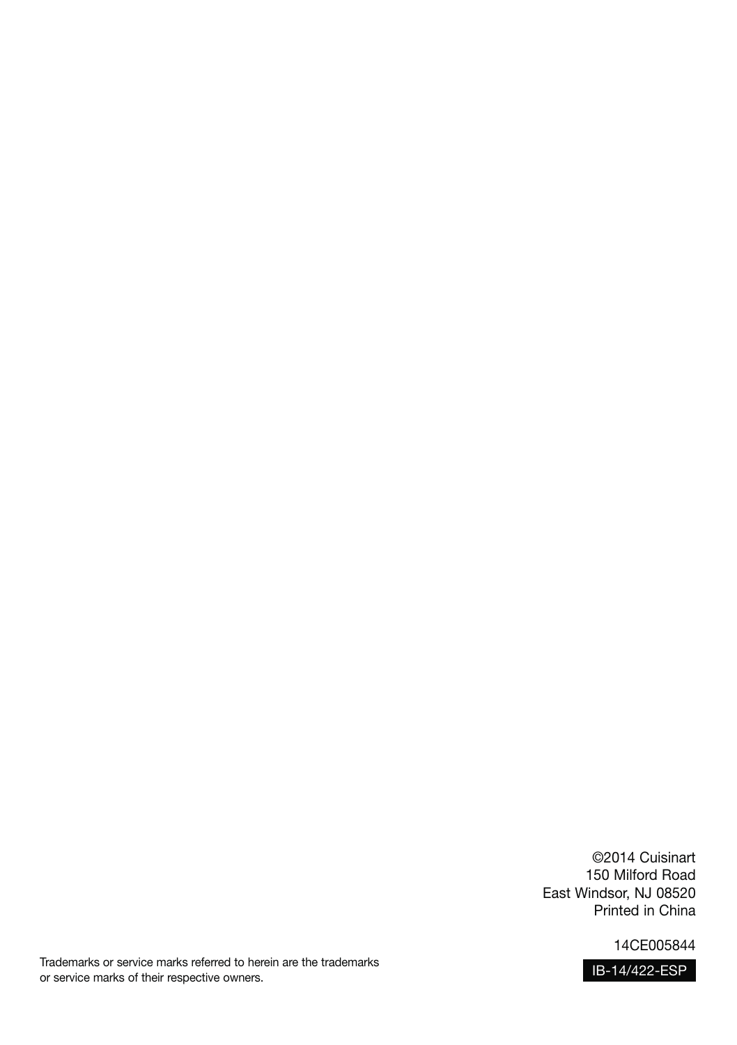©2014 Cuisinart
150 Milford Road
East Windsor, NJ 08520
Printed in China

14CE005844

Trademarks or service marks referred to herein are the trademarks or service marks of their respective owners.

IB-14/422-ESP